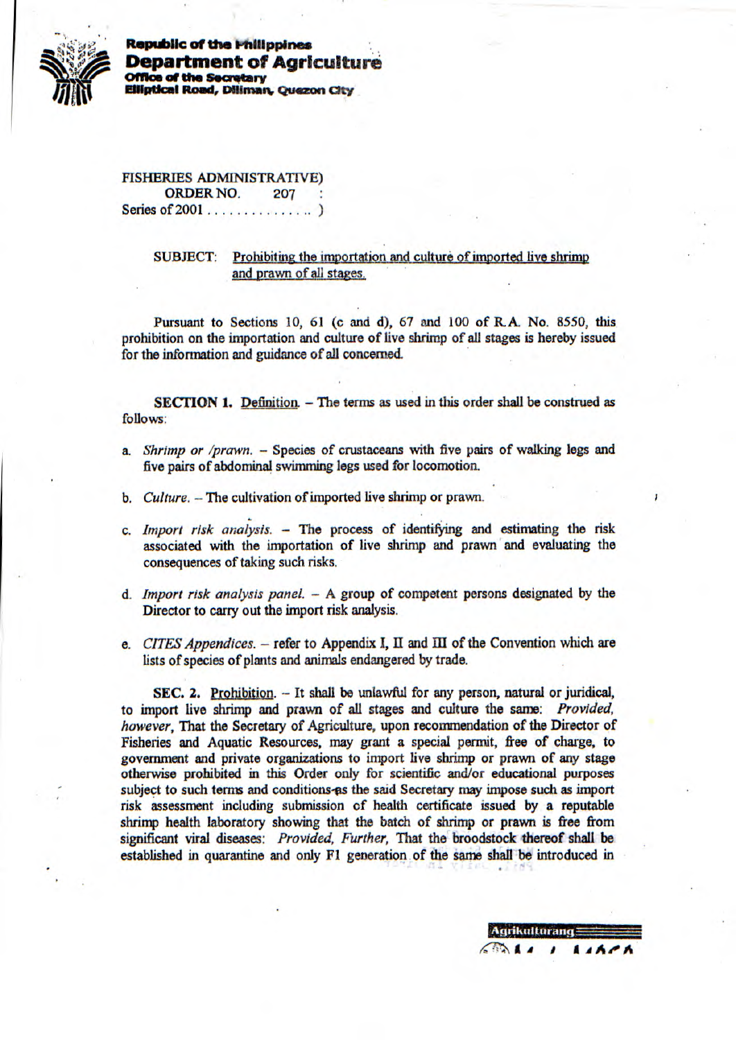**Republic of the Philippines**
**Department of Agriculture**
**Office of the Secretary**
**Elliptical Road, Diliman, Quezon City**

FISHERIES ADMINISTRATIVE)
ORDER NO. 207 :
Series of 2001 . . . . . . . . . . . . . . )

SUBJECT: Prohibiting the importation and culture of imported live shrimp and prawn of all stages.

Pursuant to Sections 10, 61 (c and d), 67 and 100 of R.A. No. 8550, this prohibition on the importation and culture of live shrimp of all stages is hereby issued for the information and guidance of all concerned.

**SECTION 1.** Definition. – The terms as used in this order shall be construed as follows:

a. *Shrimp or /prawn.* – Species of crustaceans with five pairs of walking legs and five pairs of abdominal swimming legs used for locomotion.

b. *Culture.* – The cultivation of imported live shrimp or prawn.

c. *Import risk analysis.* – The process of identifying and estimating the risk associated with the importation of live shrimp and prawn and evaluating the consequences of taking such risks.

d. *Import risk analysis panel.* – A group of competent persons designated by the Director to carry out the import risk analysis.

e. *CITES Appendices.* – refer to Appendix I, II and III of the Convention which are lists of species of plants and animals endangered by trade.

**SEC. 2.** Prohibition. – It shall be unlawful for any person, natural or juridical, to import live shrimp and prawn of all stages and culture the same: *Provided, however,* That the Secretary of Agriculture, upon recommendation of the Director of Fisheries and Aquatic Resources, may grant a special permit, free of charge, to government and private organizations to import live shrimp or prawn of any stage otherwise prohibited in this Order only for scientific and/or educational purposes subject to such terms and conditions as the said Secretary may impose such as import risk assessment including submission of health certificate issued by a reputable shrimp health laboratory showing that the batch of shrimp or prawn is free from significant viral diseases: *Provided, Further,* That the broodstock thereof shall be established in quarantine and only F1 generation of the same shall be introduced in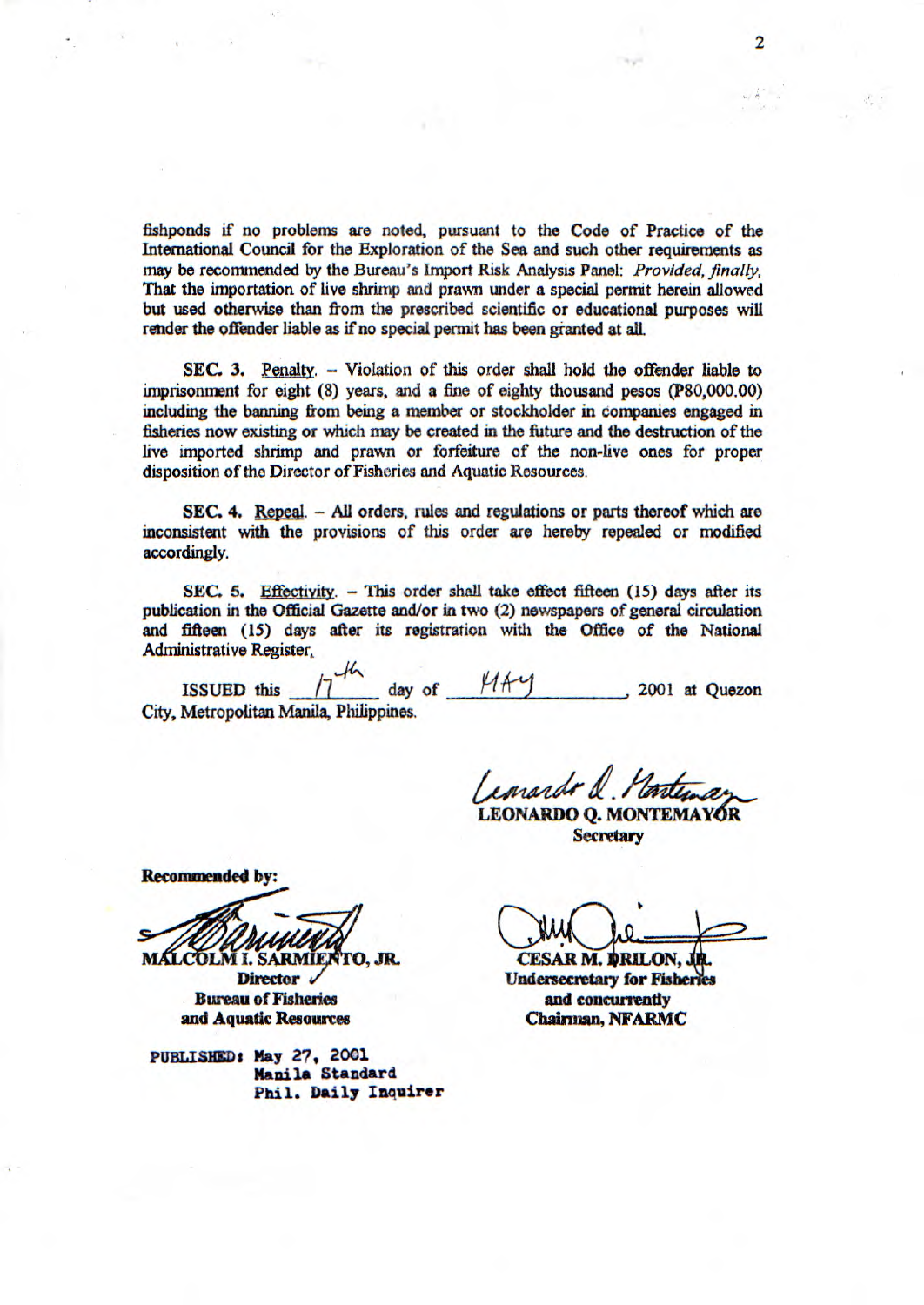fishponds if no problems are noted, pursuant to the Code of Practice of the International Council for the Exploration of the Sea and such other requirements as may be recommended by the Bureau's Import Risk Analysis Panel: *Provided, finally,* That the importation of live shrimp and prawn under a special permit herein allowed but used otherwise than from the prescribed scientific or educational purposes will render the offender liable as if no special permit has been granted at all.

**SEC. 3.** Penalty. – Violation of this order shall hold the offender liable to imprisonment for eight (8) years, and a fine of eighty thousand pesos (P80,000.00) including the banning from being a member or stockholder in companies engaged in fisheries now existing or which may be created in the future and the destruction of the live imported shrimp and prawn or forfeiture of the non-live ones for proper disposition of the Director of Fisheries and Aquatic Resources.

**SEC. 4.** Repeal. – All orders, rules and regulations or parts thereof which are inconsistent with the provisions of this order are hereby repealed or modified accordingly.

**SEC. 5.** Effectivity. – This order shall take effect fifteen (15) days after its publication in the Official Gazette and/or in two (2) newspapers of general circulation and fifteen (15) days after its registration with the Office of the National Administrative Register.

ISSUED this 17th day of MAY, 2001 at Quezon City, Metropolitan Manila, Philippines.

**LEONARDO Q. MONTEMAYOR**
**Secretary**

**Recommended by:**

**MALCOLM I. SARMIENTO, JR.**
**Director**
**Bureau of Fisheries and Aquatic Resources**

**CESAR M. DRILON, JR.**
**Undersecretary for Fisheries and concurrently Chairman, NFARMC**

**PUBLISHED: May 27, 2001**
**Manila Standard**
**Phil. Daily Inquirer**